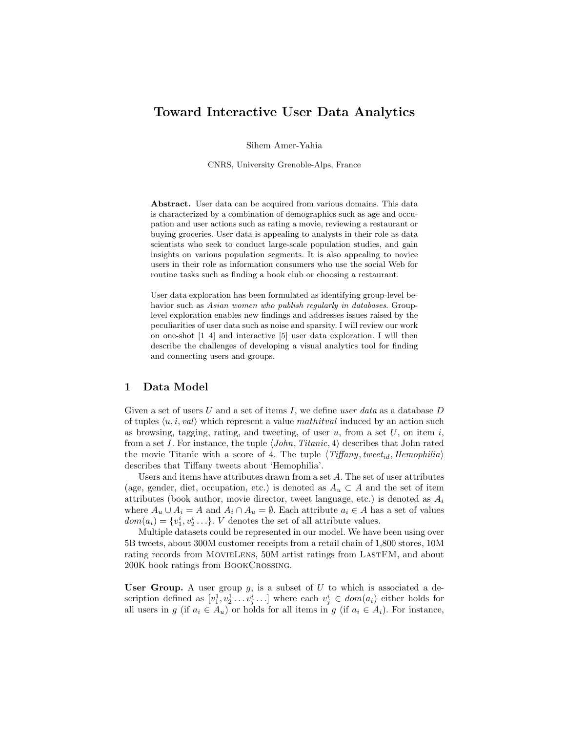# Toward Interactive User Data Analytics

Sihem Amer-Yahia

CNRS, University Grenoble-Alps, France

**Abstract.** User data can be acquired from various domains. This data is characterized by a combination of demographics such as age and occupation and user actions such as rating a movie, reviewing a restaurant or buying groceries. User data is appealing to analysts in their role as data scientists who seek to conduct large-scale population studies, and gain insights on various population segments. It is also appealing to novice users in their role as information consumers who use the social Web for routine tasks such as finding a book club or choosing a restaurant.

User data exploration has been formulated as identifying group-level behavior such as *Asian women who publish regularly in databases*. Group-level exploration enables new findings and addresses issues raised by the peculiarities of user data such as noise and sparsity. I will review our work on one-shot [1–4] and interactive [5] user data exploration. I will then describe the challenges of developing a visual analytics tool for finding and connecting users and groups.

## 1 Data Model

Given a set of users $U$ and a set of items $I$, we define *user data* as a database $D$ of tuples $\langle u, i, val \rangle$ which represent a value *mathitval* induced by an action such as browsing, tagging, rating, and tweeting, of user $u$, from a set $U$, on item $i$, from a set $I$. For instance, the tuple $\langle John, Titanic, 4 \rangle$ describes that John rated the movie Titanic with a score of 4. The tuple $\langle Tiffany, tweet_{id}, Hemophilia \rangle$ describes that Tiffany tweets about 'Hemophilia'.

Users and items have attributes drawn from a set $A$. The set of user attributes (age, gender, diet, occupation, etc.) is denoted as $A_u \subset A$ and the set of item attributes (book author, movie director, tweet language, etc.) is denoted as $A_i$ where $A_u \cup A_i = A$ and $A_i \cap A_u = \emptyset$. Each attribute $a_i \in A$ has a set of values $dom(a_i) = \{v_1^i, v_2^i \ldots\}$. $V$ denotes the set of all attribute values.

Multiple datasets could be represented in our model. We have been using over 5B tweets, about 300M customer receipts from a retail chain of 1,800 stores, 10M rating records from MovieLens, 50M artist ratings from LastFM, and about 200K book ratings from BookCrossing.

**User Group.** A user group $g$, is a subset of $U$ to which is associated a description defined as $[v_1^1, v_2^1 \ldots v_j^i \ldots]$ where each $v_j^i \in dom(a_i)$ either holds for all users in $g$ (if $a_i \in A_u$) or holds for all items in $g$ (if $a_i \in A_i$). For instance,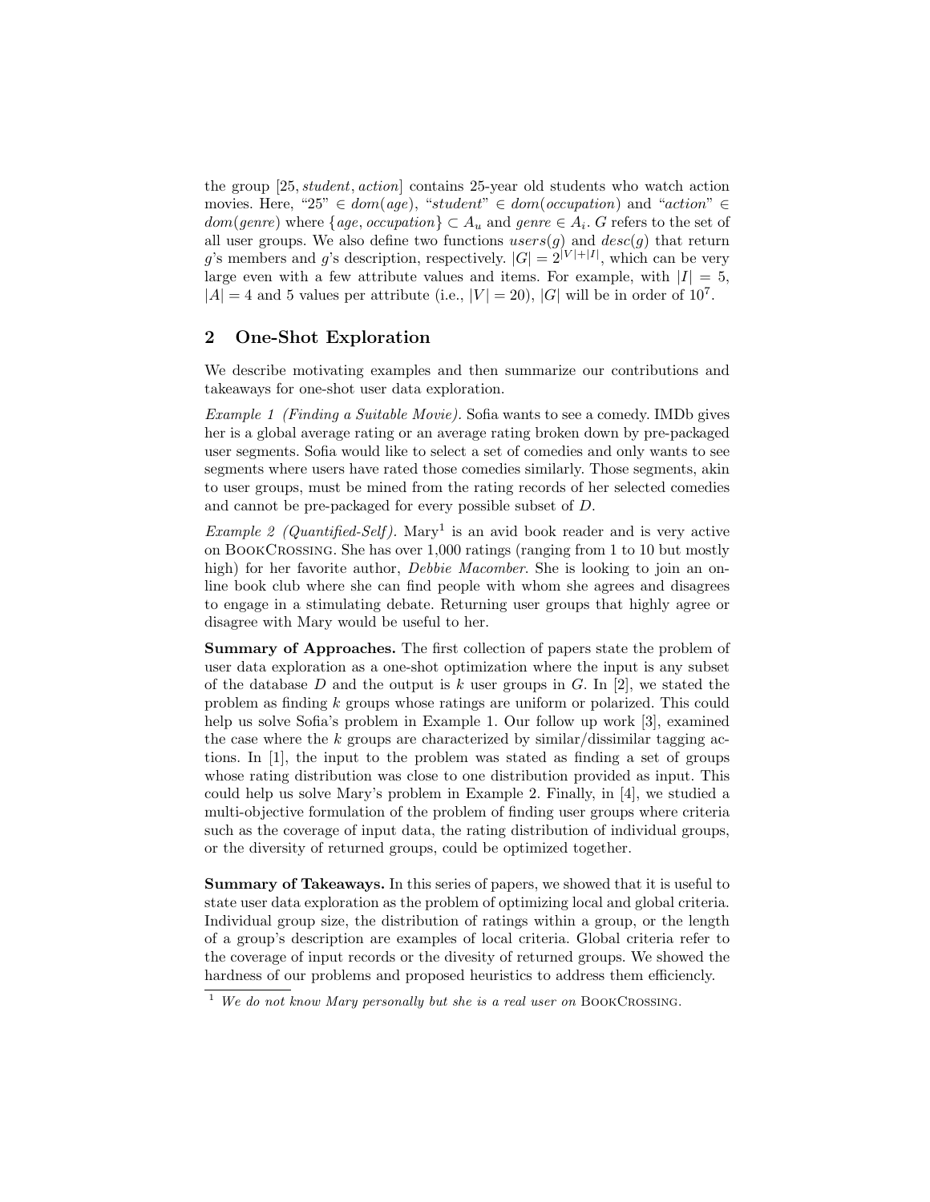the group $[25, \mathit{student}, \mathit{action}]$ contains 25-year old students who watch action movies. Here, "25" $\in \mathit{dom}(\mathit{age})$, "*student*" $\in \mathit{dom}(\mathit{occupation})$ and "*action*" $\in \mathit{dom}(\mathit{genre})$ where $\{\mathit{age}, \mathit{occupation}\} \subset A_u$ and $\mathit{genre} \in A_i$. $G$ refers to the set of all user groups. We also define two functions $users(g)$ and $desc(g)$ that return $g$'s members and $g$'s description, respectively. $|G| = 2^{|V|+|I|}$, which can be very large even with a few attribute values and items. For example, with $|I| = 5$, $|A| = 4$ and 5 values per attribute (i.e., $|V| = 20$), $|G|$ will be in order of $10^7$.

## 2 One-Shot Exploration

We describe motivating examples and then summarize our contributions and takeaways for one-shot user data exploration.

*Example 1 (Finding a Suitable Movie).* Sofia wants to see a comedy. IMDb gives her is a global average rating or an average rating broken down by pre-packaged user segments. Sofia would like to select a set of comedies and only wants to see segments where users have rated those comedies similarly. Those segments, akin to user groups, must be mined from the rating records of her selected comedies and cannot be pre-packaged for every possible subset of $D$.

*Example 2 (Quantified-Self).* Mary[1] is an avid book reader and is very active on BookCrossing. She has over 1,000 ratings (ranging from 1 to 10 but mostly high) for her favorite author, *Debbie Macomber*. She is looking to join an online book club where she can find people with whom she agrees and disagrees to engage in a stimulating debate. Returning user groups that highly agree or disagree with Mary would be useful to her.

**Summary of Approaches.** The first collection of papers state the problem of user data exploration as a one-shot optimization where the input is any subset of the database $D$ and the output is $k$ user groups in $G$. In [2], we stated the problem as finding $k$ groups whose ratings are uniform or polarized. This could help us solve Sofia's problem in Example 1. Our follow up work [3], examined the case where the $k$ groups are characterized by similar/dissimilar tagging actions. In [1], the input to the problem was stated as finding a set of groups whose rating distribution was close to one distribution provided as input. This could help us solve Mary's problem in Example 2. Finally, in [4], we studied a multi-objective formulation of the problem of finding user groups where criteria such as the coverage of input data, the rating distribution of individual groups, or the diversity of returned groups, could be optimized together.

**Summary of Takeaways.** In this series of papers, we showed that it is useful to state user data exploration as the problem of optimizing local and global criteria. Individual group size, the distribution of ratings within a group, or the length of a group's description are examples of local criteria. Global criteria refer to the coverage of input records or the divesity of returned groups. We showed the hardness of our problems and proposed heuristics to address them efficiently.

[1] *We do not know Mary personally but she is a real user on* BookCrossing.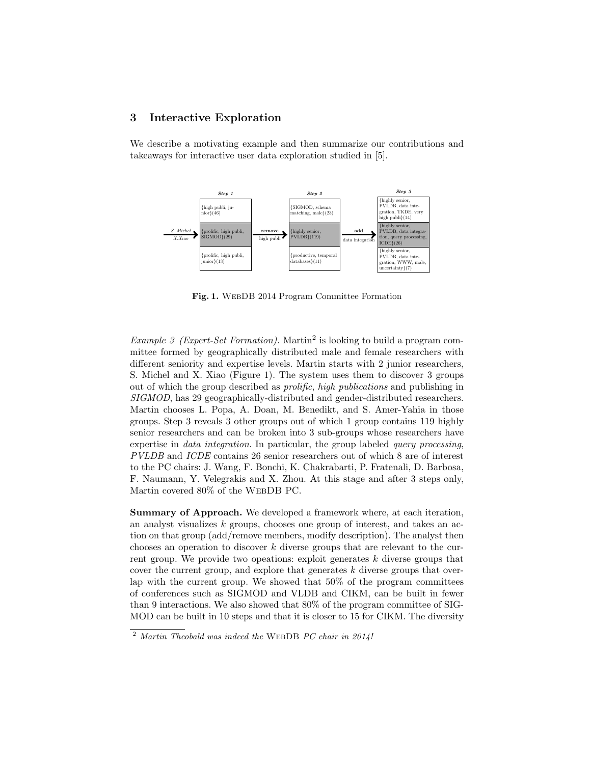## 3 Interactive Exploration

We describe a motivating example and then summarize our contributions and takeaways for interactive user data exploration studied in [5].

**Fig. 1.** WebDB 2014 Program Committee Formation

*Example 3 (Expert-Set Formation).* Martin[2] is looking to build a program committee formed by geographically distributed male and female researchers with different seniority and expertise levels. Martin starts with 2 junior researchers, S. Michel and X. Xiao (Figure 1). The system uses them to discover 3 groups out of which the group described as *prolific*, *high publications* and publishing in *SIGMOD*, has 29 geographically-distributed and gender-distributed researchers. Martin chooses L. Popa, A. Doan, M. Benedikt, and S. Amer-Yahia in those groups. Step 3 reveals 3 other groups out of which 1 group contains 119 highly senior researchers and can be broken into 3 sub-groups whose researchers have expertise in *data integration*. In particular, the group labeled *query processing*, *PVLDB* and *ICDE* contains 26 senior researchers out of which 8 are of interest to the PC chairs: J. Wang, F. Bonchi, K. Chakrabarti, P. Fratenali, D. Barbosa, F. Naumann, Y. Velegrakis and X. Zhou. At this stage and after 3 steps only, Martin covered 80% of the WebDB PC.

**Summary of Approach.** We developed a framework where, at each iteration, an analyst visualizes $k$ groups, chooses one group of interest, and takes an action on that group (add/remove members, modify description). The analyst then chooses an operation to discover $k$ diverse groups that are relevant to the current group. We provide two opeations: exploit generates $k$ diverse groups that cover the current group, and explore that generates $k$ diverse groups that overlap with the current group. We showed that 50% of the program committees of conferences such as SIGMOD and VLDB and CIKM, can be built in fewer than 9 interactions. We also showed that 80% of the program committee of SIGMOD can be built in 10 steps and that it is closer to 15 for CIKM. The diversity

[2] *Martin Theobald was indeed the* WebDB *PC chair in 2014!*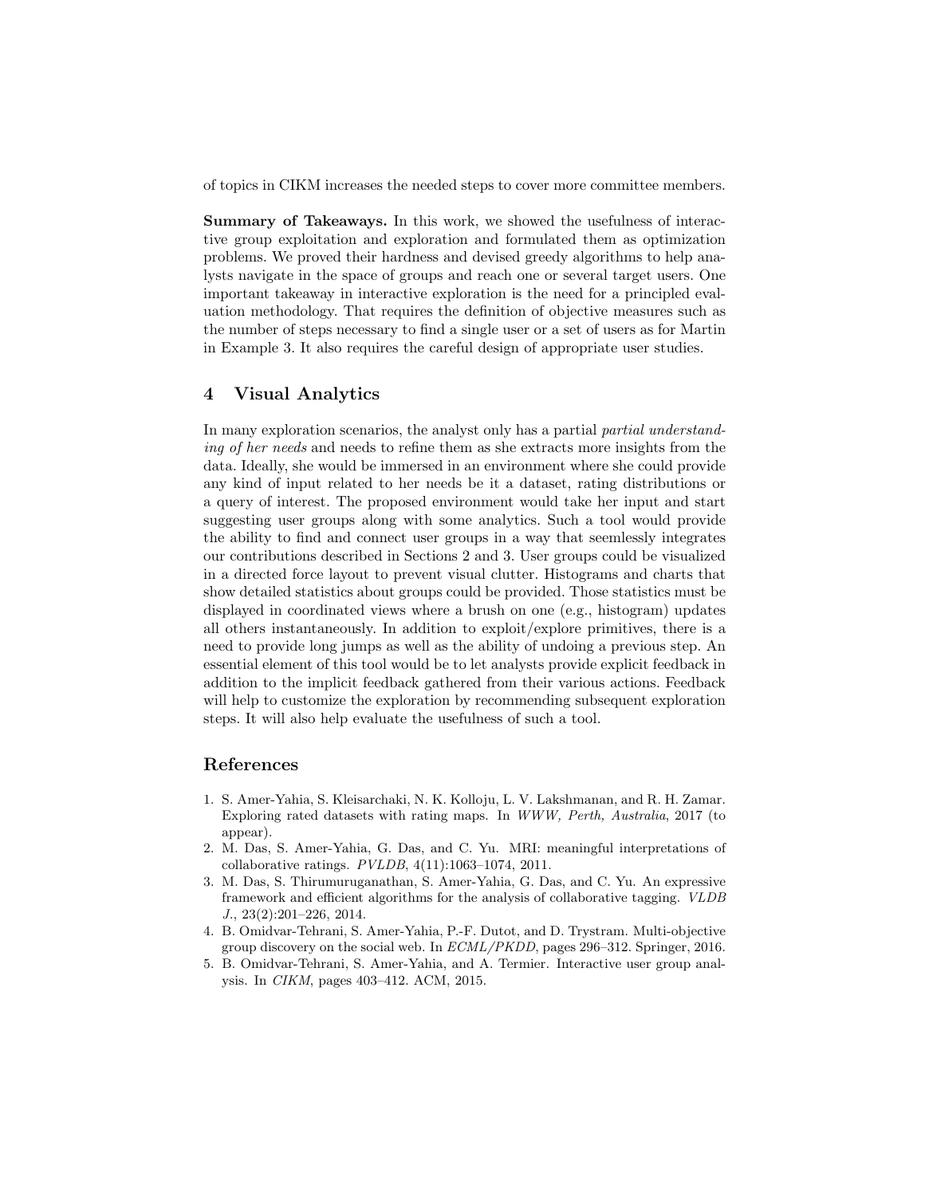of topics in CIKM increases the needed steps to cover more committee members.

**Summary of Takeaways.** In this work, we showed the usefulness of interactive group exploitation and exploration and formulated them as optimization problems. We proved their hardness and devised greedy algorithms to help analysts navigate in the space of groups and reach one or several target users. One important takeaway in interactive exploration is the need for a principled evaluation methodology. That requires the definition of objective measures such as the number of steps necessary to find a single user or a set of users as for Martin in Example 3. It also requires the careful design of appropriate user studies.

## 4 Visual Analytics

In many exploration scenarios, the analyst only has a partial *partial understanding of her needs* and needs to refine them as she extracts more insights from the data. Ideally, she would be immersed in an environment where she could provide any kind of input related to her needs be it a dataset, rating distributions or a query of interest. The proposed environment would take her input and start suggesting user groups along with some analytics. Such a tool would provide the ability to find and connect user groups in a way that seemlessly integrates our contributions described in Sections 2 and 3. User groups could be visualized in a directed force layout to prevent visual clutter. Histograms and charts that show detailed statistics about groups could be provided. Those statistics must be displayed in coordinated views where a brush on one (e.g., histogram) updates all others instantaneously. In addition to exploit/explore primitives, there is a need to provide long jumps as well as the ability of undoing a previous step. An essential element of this tool would be to let analysts provide explicit feedback in addition to the implicit feedback gathered from their various actions. Feedback will help to customize the exploration by recommending subsequent exploration steps. It will also help evaluate the usefulness of such a tool.

## References

1. S. Amer-Yahia, S. Kleisarchaki, N. K. Kolloju, L. V. Lakshmanan, and R. H. Zamar. Exploring rated datasets with rating maps. In *WWW, Perth, Australia*, 2017 (to appear).
2. M. Das, S. Amer-Yahia, G. Das, and C. Yu. MRI: meaningful interpretations of collaborative ratings. *PVLDB*, 4(11):1063–1074, 2011.
3. M. Das, S. Thirumuruganathan, S. Amer-Yahia, G. Das, and C. Yu. An expressive framework and efficient algorithms for the analysis of collaborative tagging. *VLDB J.*, 23(2):201–226, 2014.
4. B. Omidvar-Tehrani, S. Amer-Yahia, P.-F. Dutot, and D. Trystram. Multi-objective group discovery on the social web. In *ECML/PKDD*, pages 296–312. Springer, 2016.
5. B. Omidvar-Tehrani, S. Amer-Yahia, and A. Termier. Interactive user group analysis. In *CIKM*, pages 403–412. ACM, 2015.